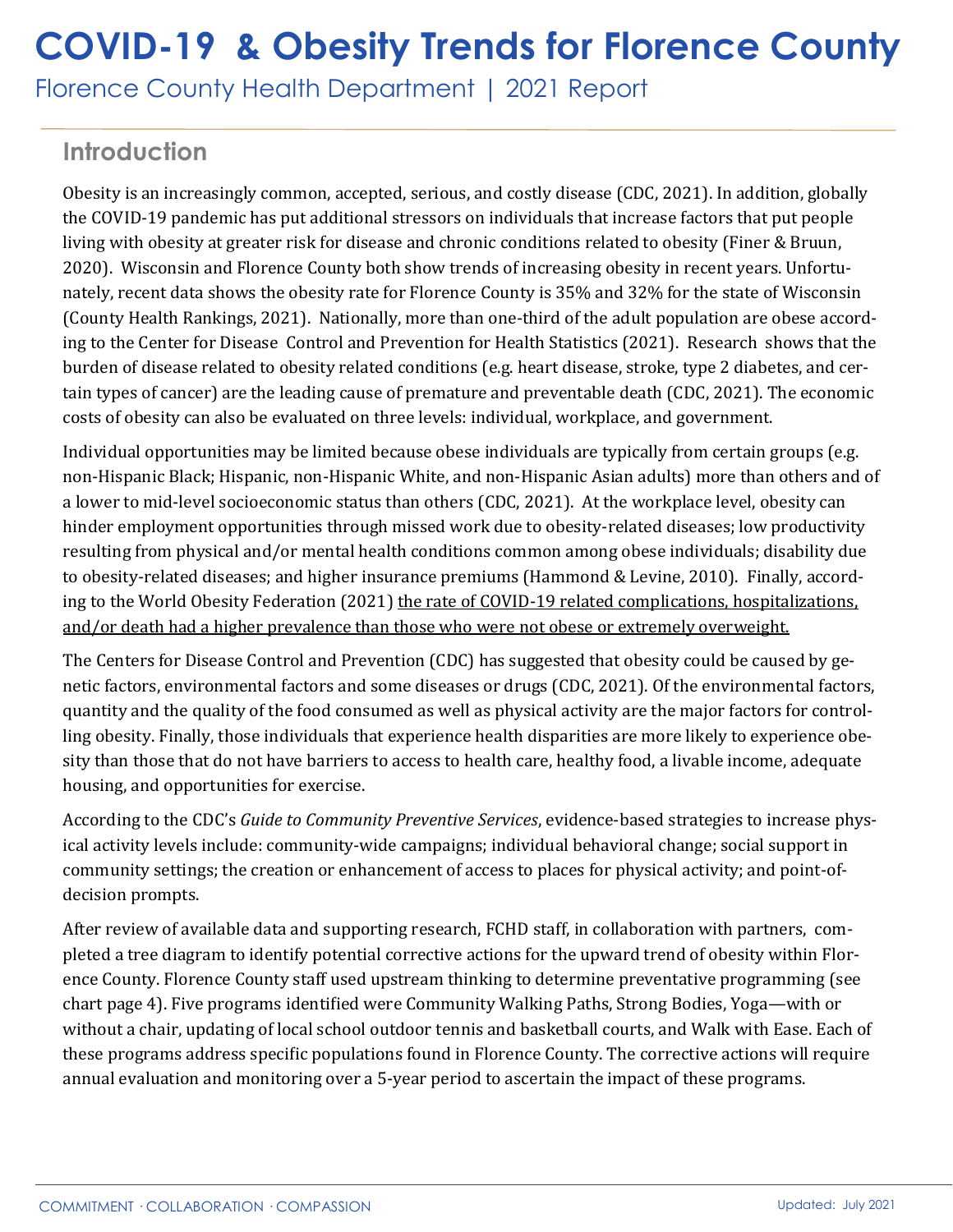# COVID-19 & Obesity Trends for Florence County

Florence County Health Department | 2021 Report

## Introduction

Obesity is an increasingly common, accepted, serious, and costly disease (CDC, 2021). In addition, globally the COVID-19 pandemic has put additional stressors on individuals that increase factors that put people living with obesity at greater risk for disease and chronic conditions related to obesity (Finer & Bruun, 2020). Wisconsin and Florence County both show trends of increasing obesity in recent years. Unfortunately, recent data shows the obesity rate for Florence County is 35% and 32% for the state of Wisconsin (County Health Rankings, 2021). Nationally, more than one-third of the adult population are obese according to the Center for Disease Control and Prevention for Health Statistics (2021). Research shows that the burden of disease related to obesity related conditions (e.g. heart disease, stroke, type 2 diabetes, and certain types of cancer) are the leading cause of premature and preventable death (CDC, 2021). The economic costs of obesity can also be evaluated on three levels: individual, workplace, and government.

Individual opportunities may be limited because obese individuals are typically from certain groups (e.g. non-Hispanic Black; Hispanic, non-Hispanic White, and non-Hispanic Asian adults) more than others and of a lower to mid-level socioeconomic status than others (CDC, 2021). At the workplace level, obesity can hinder employment opportunities through missed work due to obesity-related diseases; low productivity resulting from physical and/or mental health conditions common among obese individuals; disability due to obesity-related diseases; and higher insurance premiums (Hammond & Levine, 2010). Finally, according to the World Obesity Federation (2021) <u>the rate of COVID-19 related complications, hospitalizations, and/or death had a higher prevalence than those who were not obese or extremely overweight.</u>

The Centers for Disease Control and Prevention (CDC) has suggested that obesity could be caused by genetic factors, environmental factors and some diseases or drugs (CDC, 2021). Of the environmental factors, quantity and the quality of the food consumed as well as physical activity are the major factors for controlling obesity. Finally, those individuals that experience health disparities are more likely to experience obesity than those that do not have barriers to access to health care, healthy food, a livable income, adequate housing, and opportunities for exercise.

According to the CDC's *Guide to Community Preventive Services*, evidence-based strategies to increase physical activity levels include: community-wide campaigns; individual behavioral change; social support in community settings; the creation or enhancement of access to places for physical activity; and point-of-decision prompts.

After review of available data and supporting research, FCHD staff, in collaboration with partners, completed a tree diagram to identify potential corrective actions for the upward trend of obesity within Florence County. Florence County staff used upstream thinking to determine preventative programming (see chart page 4). Five programs identified were Community Walking Paths, Strong Bodies, Yoga—with or without a chair, updating of local school outdoor tennis and basketball courts, and Walk with Ease. Each of these programs address specific populations found in Florence County. The corrective actions will require annual evaluation and monitoring over a 5-year period to ascertain the impact of these programs.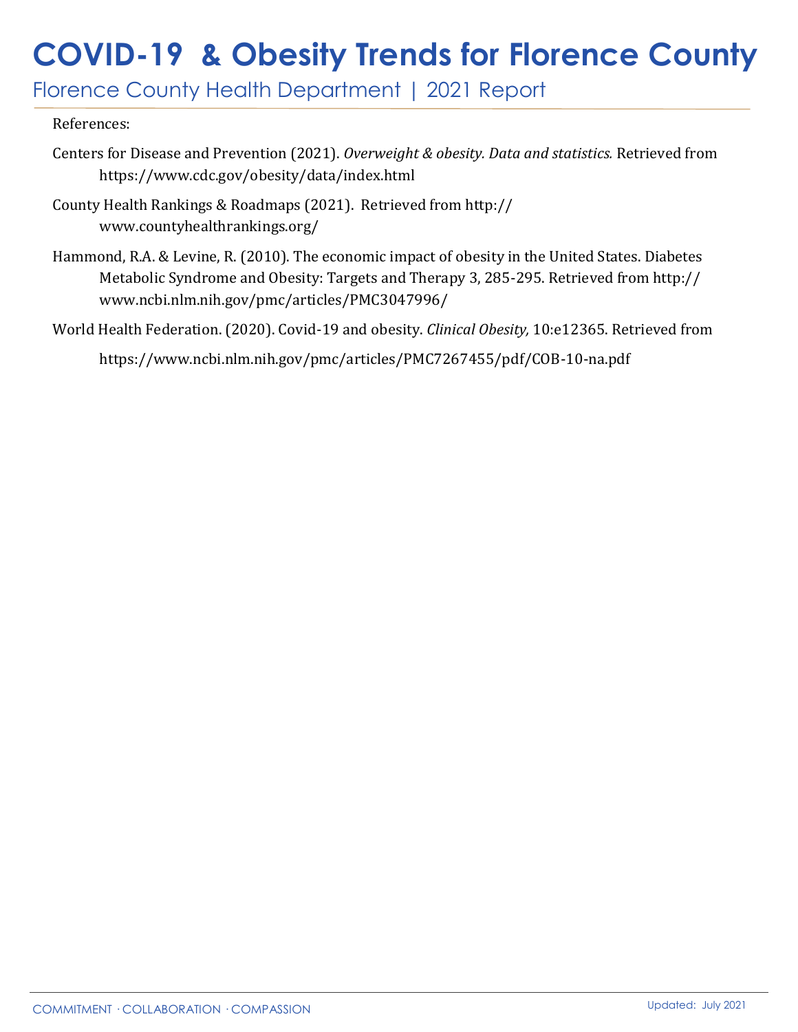References:

Centers for Disease and Prevention (2021). *Overweight & obesity. Data and statistics.* Retrieved from https://www.cdc.gov/obesity/data/index.html

County Health Rankings & Roadmaps (2021). Retrieved from http://www.countyhealthrankings.org/

Hammond, R.A. & Levine, R. (2010). The economic impact of obesity in the United States. Diabetes Metabolic Syndrome and Obesity: Targets and Therapy 3, 285-295. Retrieved from http://www.ncbi.nlm.nih.gov/pmc/articles/PMC3047996/

World Health Federation. (2020). Covid-19 and obesity. *Clinical Obesity,* 10:e12365. Retrieved from https://www.ncbi.nlm.nih.gov/pmc/articles/PMC7267455/pdf/COB-10-na.pdf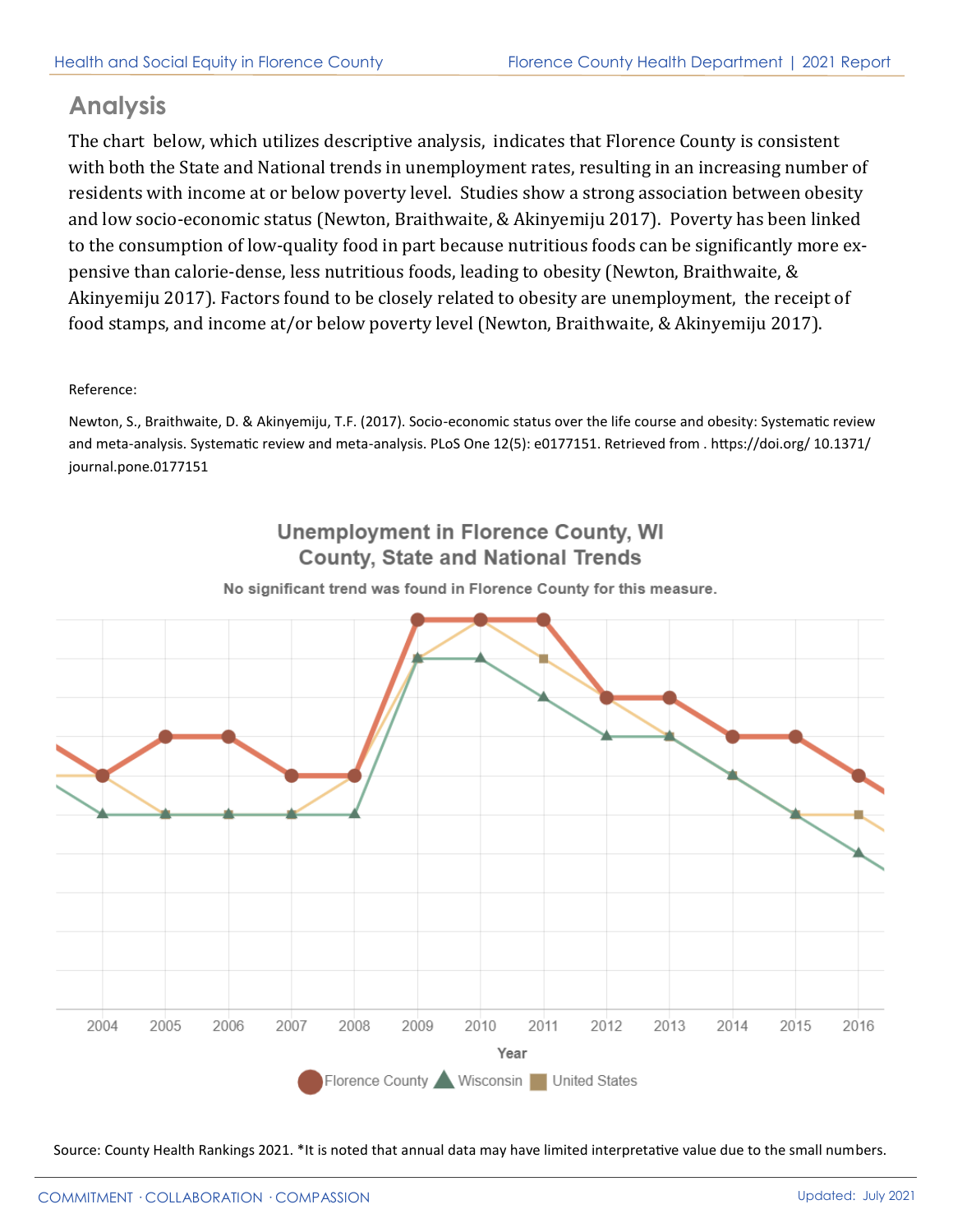## Analysis

The chart below, which utilizes descriptive analysis, indicates that Florence County is consistent with both the State and National trends in unemployment rates, resulting in an increasing number of residents with income at or below poverty level. Studies show a strong association between obesity and low socio-economic status (Newton, Braithwaite, & Akinyemiju 2017). Poverty has been linked to the consumption of low-quality food in part because nutritious foods can be significantly more expensive than calorie-dense, less nutritious foods, leading to obesity (Newton, Braithwaite, & Akinyemiju 2017). Factors found to be closely related to obesity are unemployment, the receipt of food stamps, and income at/or below poverty level (Newton, Braithwaite, & Akinyemiju 2017).

Reference:

Newton, S., Braithwaite, D. & Akinyemiju, T.F. (2017). Socio-economic status over the life course and obesity: Systematic review and meta-analysis. Systematic review and meta-analysis. PLoS One 12(5): e0177151. Retrieved from . https://doi.org/ 10.1371/journal.pone.0177151

**Unemployment in Florence County, WI**
**County, State and National Trends**

No significant trend was found in Florence County for this measure.

Year: 2004, 2005, 2006, 2007, 2008, 2009, 2010, 2011, 2012, 2013, 2014, 2015, 2016

Florence County · Wisconsin · United States

Source: County Health Rankings 2021. *It is noted that annual data may have limited interpretative value due to the small numbers.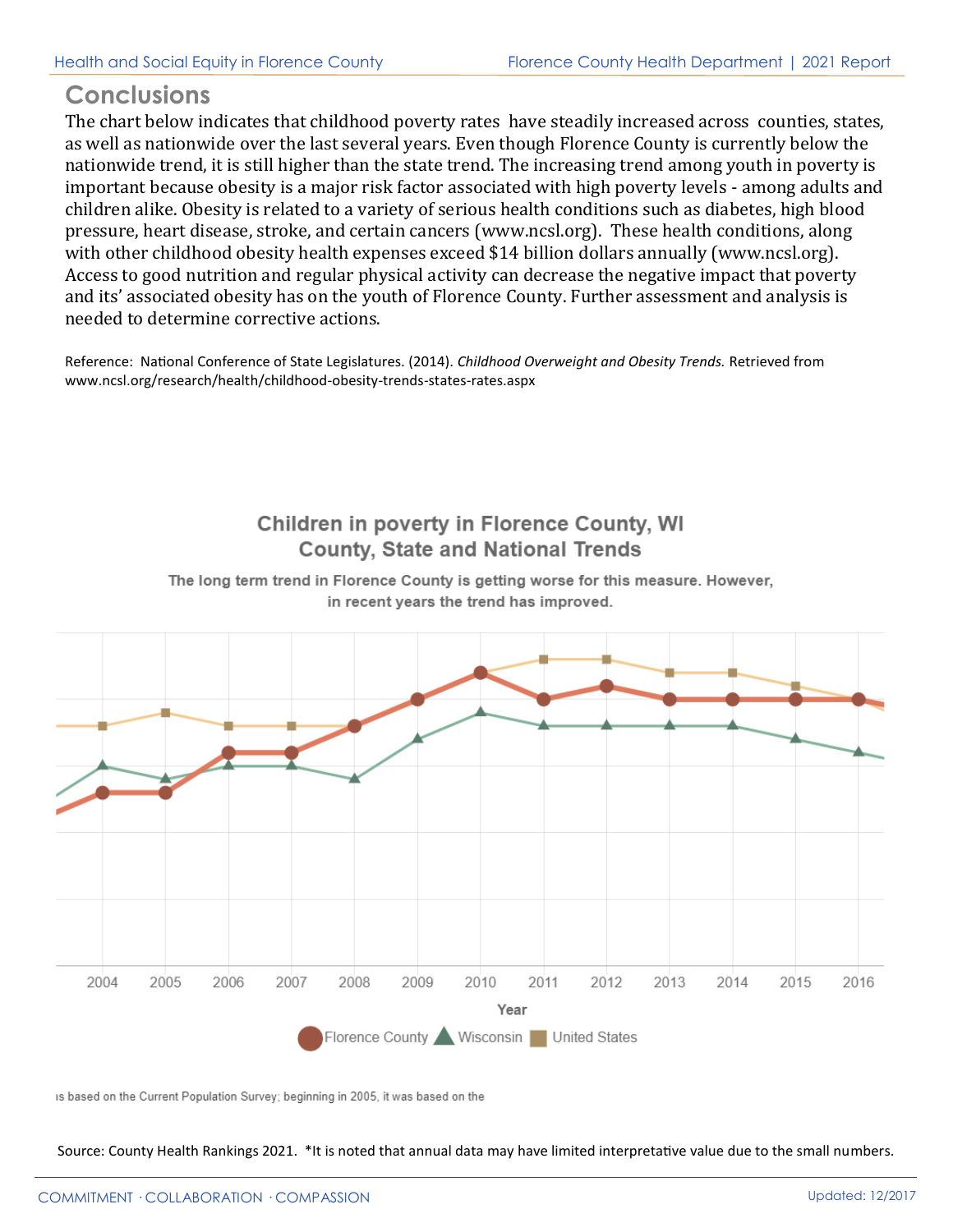## Conclusions

The chart below indicates that childhood poverty rates have steadily increased across counties, states, as well as nationwide over the last several years. Even though Florence County is currently below the nationwide trend, it is still higher than the state trend. The increasing trend among youth in poverty is important because obesity is a major risk factor associated with high poverty levels - among adults and children alike. Obesity is related to a variety of serious health conditions such as diabetes, high blood pressure, heart disease, stroke, and certain cancers (www.ncsl.org). These health conditions, along with other childhood obesity health expenses exceed $14 billion dollars annually (www.ncsl.org). Access to good nutrition and regular physical activity can decrease the negative impact that poverty and its' associated obesity has on the youth of Florence County. Further assessment and analysis is needed to determine corrective actions.

Reference: National Conference of State Legislatures. (2014). *Childhood Overweight and Obesity Trends.* Retrieved from www.ncsl.org/research/health/childhood-obesity-trends-states-rates.aspx

### Children in poverty in Florence County, WI
### County, State and National Trends

**The long term trend in Florence County is getting worse for this measure. However, in recent years the trend has improved.**

Year: 2004, 2005, 2006, 2007, 2008, 2009, 2010, 2011, 2012, 2013, 2014, 2015, 2016

Florence County · Wisconsin · United States

ıs based on the Current Population Survey; beginning in 2005, it was based on the

Source: County Health Rankings 2021. *It is noted that annual data may have limited interpretative value due to the small numbers.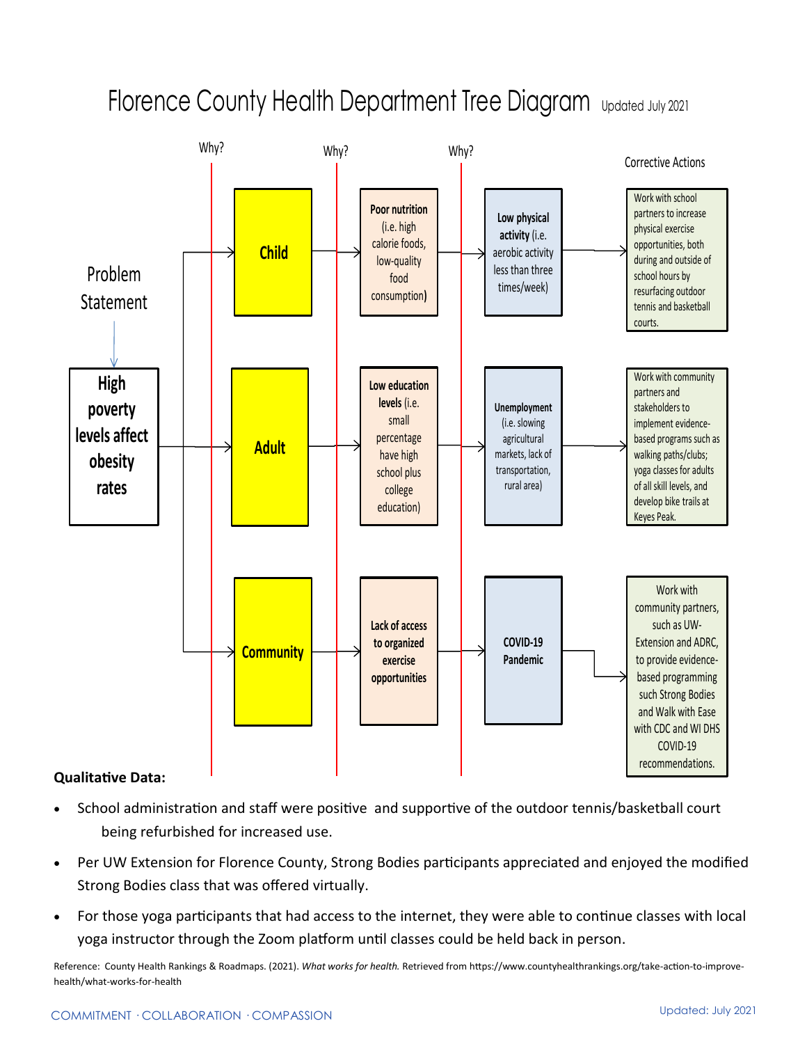# Florence County Health Department Tree Diagram

Updated July 2021

Why?

Why?

Why?

Corrective Actions

Problem Statement

**High poverty levels affect obesity rates**

**Child**

**Poor nutrition** (i.e. high calorie foods, low-quality food consumption)

**Low physical activity** (i.e. aerobic activity less than three times/week)

Work with school partners to increase physical exercise opportunities, both during and outside of school hours by resurfacing outdoor tennis and basketball courts.

**Adult**

**Low education levels** (i.e. small percentage have high school plus college education)

**Unemployment** (i.e. slowing agricultural markets, lack of transportation, rural area)

Work with community partners and stakeholders to implement evidence-based programs such as walking paths/clubs; yoga classes for adults of all skill levels, and develop bike trails at Keyes Peak.

**Community**

**Lack of access to organized exercise opportunities**

**COVID-19 Pandemic**

Work with community partners, such as UW-Extension and ADRC, to provide evidence-based programming such Strong Bodies and Walk with Ease with CDC and WI DHS COVID-19 recommendations.

**Qualitative Data:**

- School administration and staff were positive and supportive of the outdoor tennis/basketball court being refurbished for increased use.
- Per UW Extension for Florence County, Strong Bodies participants appreciated and enjoyed the modified Strong Bodies class that was offered virtually.
- For those yoga participants that had access to the internet, they were able to continue classes with local yoga instructor through the Zoom platform until classes could be held back in person.

Reference: County Health Rankings & Roadmaps. (2021). *What works for health.* Retrieved from https://www.countyhealthrankings.org/take-action-to-improve-health/what-works-for-health

COMMITMENT · COLLABORATION · COMPASSION

Updated: July 2021